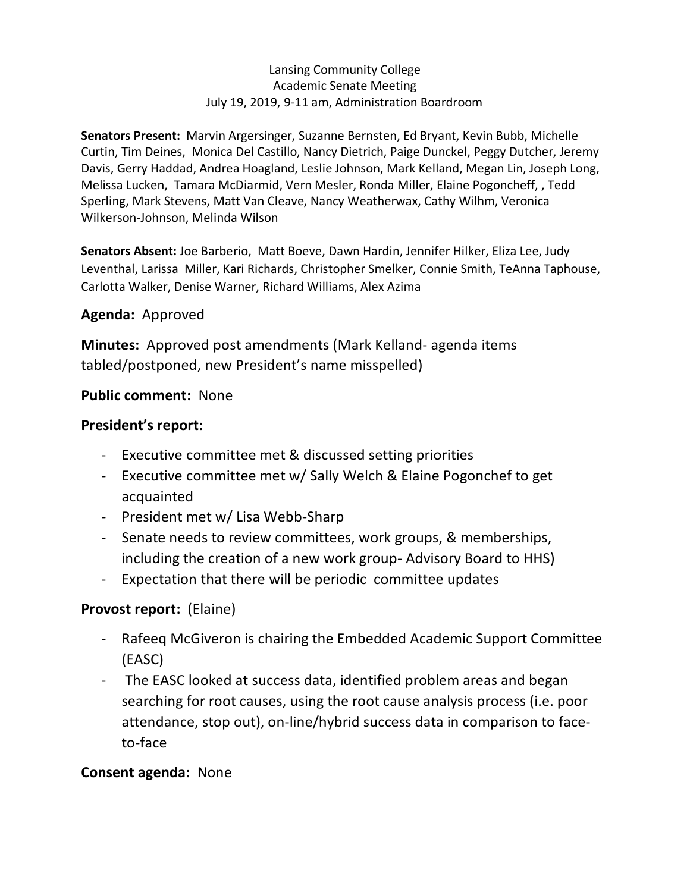Lansing Community College
Academic Senate Meeting
July 19, 2019, 9-11 am, Administration Boardroom

**Senators Present:** Marvin Argersinger, Suzanne Bernsten, Ed Bryant, Kevin Bubb, Michelle Curtin, Tim Deines, Monica Del Castillo, Nancy Dietrich, Paige Dunckel, Peggy Dutcher, Jeremy Davis, Gerry Haddad, Andrea Hoagland, Leslie Johnson, Mark Kelland, Megan Lin, Joseph Long, Melissa Lucken, Tamara McDiarmid, Vern Mesler, Ronda Miller, Elaine Pogoncheff, , Tedd Sperling, Mark Stevens, Matt Van Cleave, Nancy Weatherwax, Cathy Wilhm, Veronica Wilkerson-Johnson, Melinda Wilson

**Senators Absent:** Joe Barberio, Matt Boeve, Dawn Hardin, Jennifer Hilker, Eliza Lee, Judy Leventhal, Larissa Miller, Kari Richards, Christopher Smelker, Connie Smith, TeAnna Taphouse, Carlotta Walker, Denise Warner, Richard Williams, Alex Azima

**Agenda:** Approved

**Minutes:** Approved post amendments (Mark Kelland- agenda items tabled/postponed, new President's name misspelled)

**Public comment:** None

**President's report:**

- Executive committee met & discussed setting priorities
- Executive committee met w/ Sally Welch & Elaine Pogonchef to get acquainted
- President met w/ Lisa Webb-Sharp
- Senate needs to review committees, work groups, & memberships, including the creation of a new work group- Advisory Board to HHS)
- Expectation that there will be periodic committee updates

**Provost report:** (Elaine)

- Rafeeq McGiveron is chairing the Embedded Academic Support Committee (EASC)
- The EASC looked at success data, identified problem areas and began searching for root causes, using the root cause analysis process (i.e. poor attendance, stop out), on-line/hybrid success data in comparison to face-to-face

**Consent agenda:** None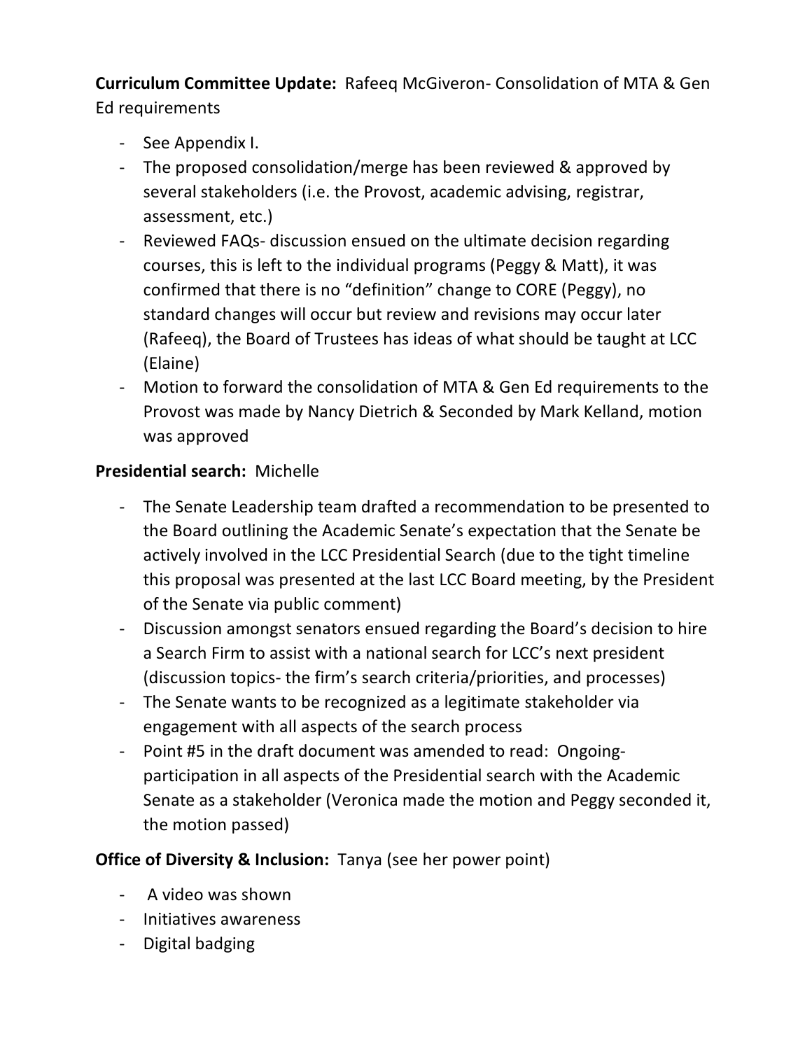**Curriculum Committee Update:** Rafeeq McGiveron- Consolidation of MTA & Gen Ed requirements

- See Appendix I.
- The proposed consolidation/merge has been reviewed & approved by several stakeholders (i.e. the Provost, academic advising, registrar, assessment, etc.)
- Reviewed FAQs- discussion ensued on the ultimate decision regarding courses, this is left to the individual programs (Peggy & Matt), it was confirmed that there is no "definition" change to CORE (Peggy), no standard changes will occur but review and revisions may occur later (Rafeeq), the Board of Trustees has ideas of what should be taught at LCC (Elaine)
- Motion to forward the consolidation of MTA & Gen Ed requirements to the Provost was made by Nancy Dietrich & Seconded by Mark Kelland, motion was approved

**Presidential search:** Michelle

- The Senate Leadership team drafted a recommendation to be presented to the Board outlining the Academic Senate's expectation that the Senate be actively involved in the LCC Presidential Search (due to the tight timeline this proposal was presented at the last LCC Board meeting, by the President of the Senate via public comment)
- Discussion amongst senators ensued regarding the Board's decision to hire a Search Firm to assist with a national search for LCC's next president (discussion topics- the firm's search criteria/priorities, and processes)
- The Senate wants to be recognized as a legitimate stakeholder via engagement with all aspects of the search process
- Point #5 in the draft document was amended to read: Ongoing- participation in all aspects of the Presidential search with the Academic Senate as a stakeholder (Veronica made the motion and Peggy seconded it, the motion passed)

**Office of Diversity & Inclusion:** Tanya (see her power point)

- A video was shown
- Initiatives awareness
- Digital badging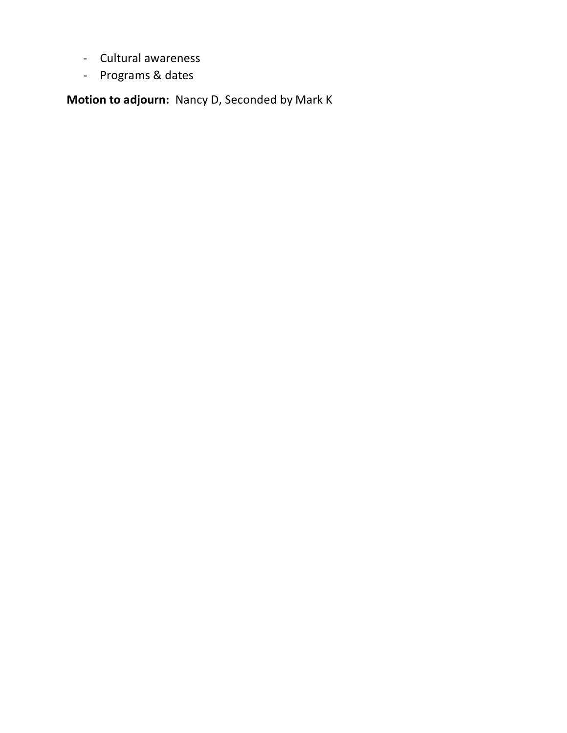- Cultural awareness
- Programs & dates

**Motion to adjourn:** Nancy D, Seconded by Mark K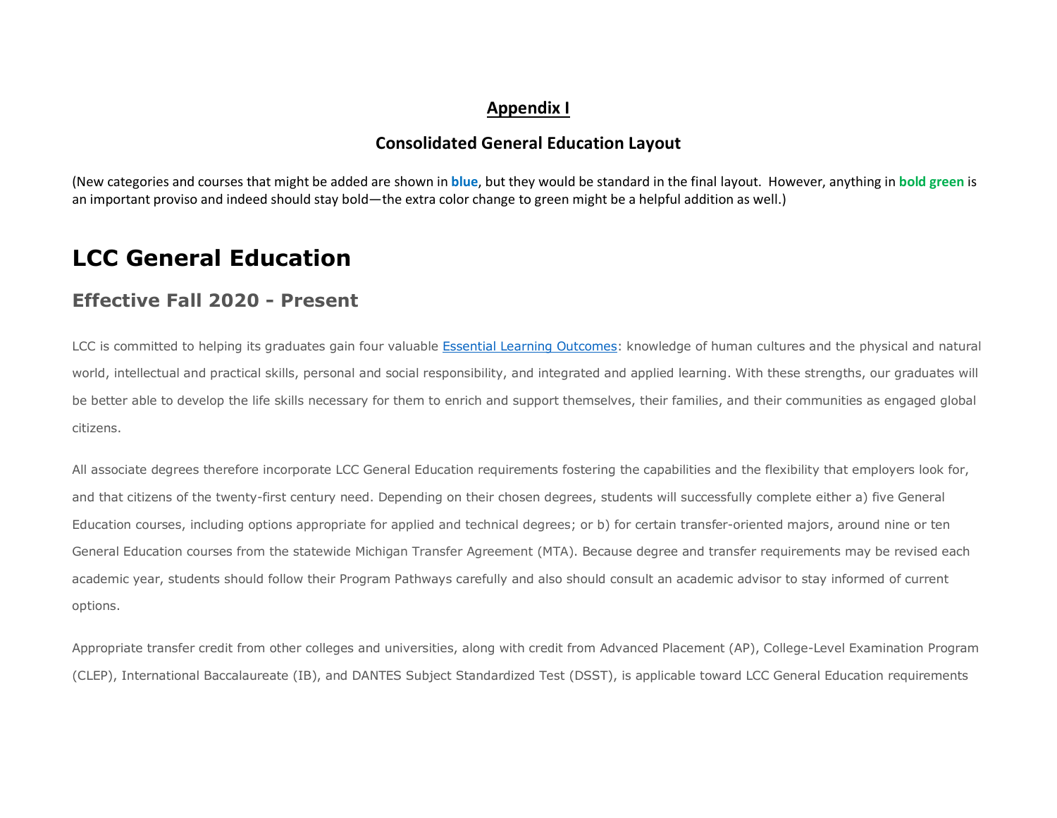## Appendix I

### Consolidated General Education Layout

(New categories and courses that might be added are shown in **blue**, but they would be standard in the final layout. However, anything in **bold green** is an important proviso and indeed should stay bold—the extra color change to green might be a helpful addition as well.)

# LCC General Education

## Effective Fall 2020 - Present

LCC is committed to helping its graduates gain four valuable [Essential Learning Outcomes]: knowledge of human cultures and the physical and natural world, intellectual and practical skills, personal and social responsibility, and integrated and applied learning. With these strengths, our graduates will be better able to develop the life skills necessary for them to enrich and support themselves, their families, and their communities as engaged global citizens.

All associate degrees therefore incorporate LCC General Education requirements fostering the capabilities and the flexibility that employers look for, and that citizens of the twenty-first century need. Depending on their chosen degrees, students will successfully complete either a) five General Education courses, including options appropriate for applied and technical degrees; or b) for certain transfer-oriented majors, around nine or ten General Education courses from the statewide Michigan Transfer Agreement (MTA). Because degree and transfer requirements may be revised each academic year, students should follow their Program Pathways carefully and also should consult an academic advisor to stay informed of current options.

Appropriate transfer credit from other colleges and universities, along with credit from Advanced Placement (AP), College-Level Examination Program (CLEP), International Baccalaureate (IB), and DANTES Subject Standardized Test (DSST), is applicable toward LCC General Education requirements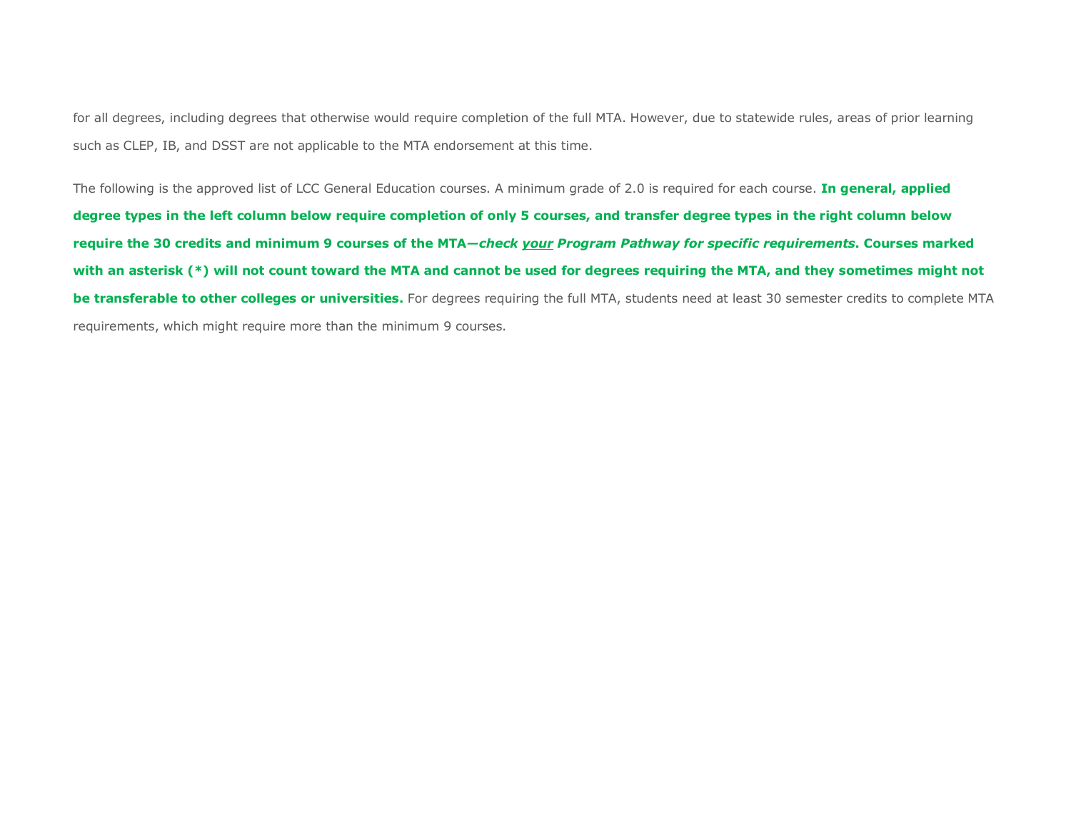for all degrees, including degrees that otherwise would require completion of the full MTA. However, due to statewide rules, areas of prior learning such as CLEP, IB, and DSST are not applicable to the MTA endorsement at this time.

The following is the approved list of LCC General Education courses. A minimum grade of 2.0 is required for each course. **In general, applied degree types in the left column below require completion of only 5 courses, and transfer degree types in the right column below require the 30 credits and minimum 9 courses of the MTA—*check <u>your</u> Program Pathway for specific requirements*. Courses marked with an asterisk (*) will not count toward the MTA and cannot be used for degrees requiring the MTA, and they sometimes might not be transferable to other colleges or universities.** For degrees requiring the full MTA, students need at least 30 semester credits to complete MTA requirements, which might require more than the minimum 9 courses.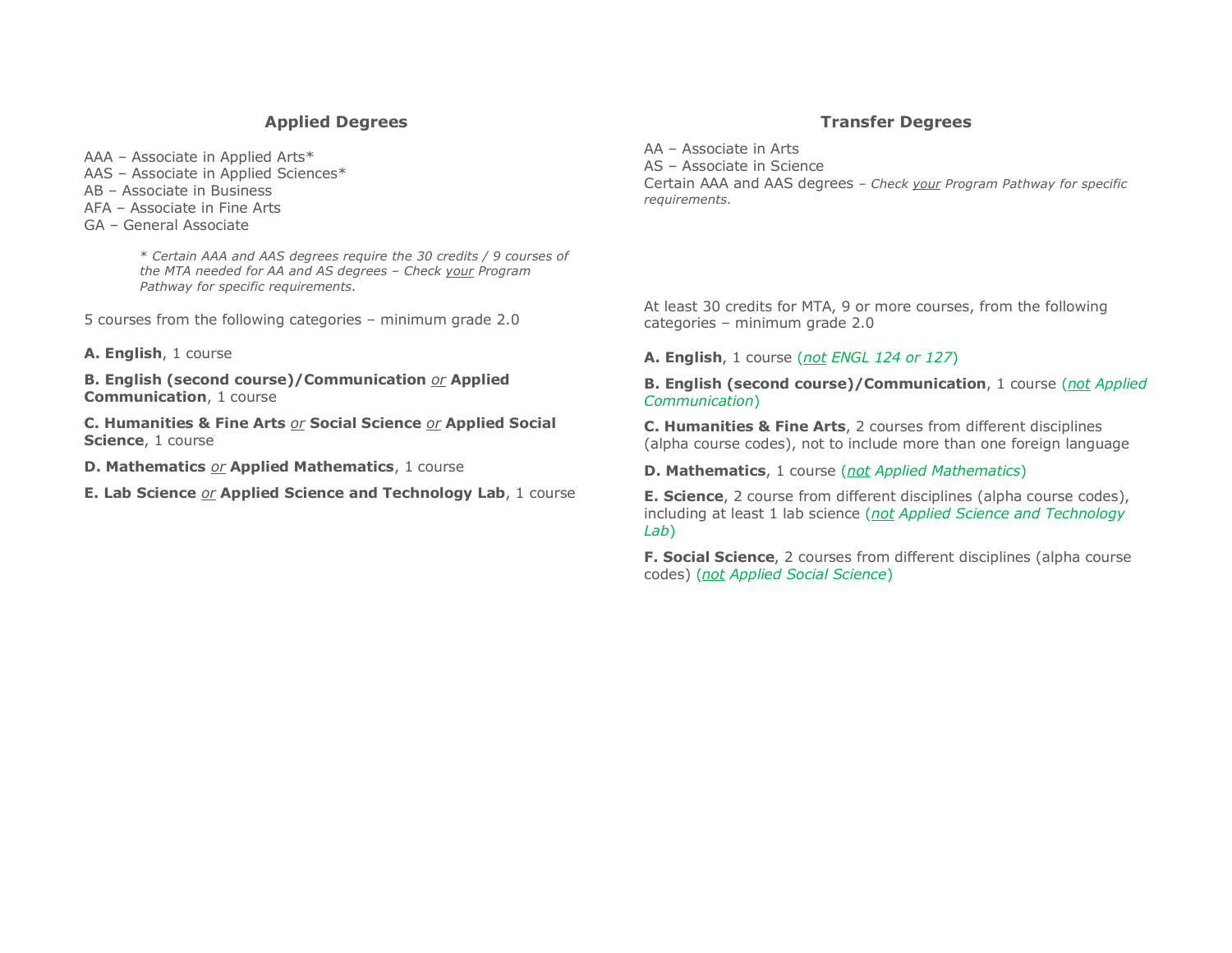## Applied Degrees

AAA – Associate in Applied Arts*
AAS – Associate in Applied Sciences*
AB – Associate in Business
AFA – Associate in Fine Arts
GA – General Associate

> *\* Certain AAA and AAS degrees require the 30 credits / 9 courses of the MTA needed for AA and AS degrees – Check <u>your</u> Program Pathway for specific requirements.*

5 courses from the following categories – minimum grade 2.0

**A. English**, 1 course

**B. English (second course)/Communication** *<u>or</u>* **Applied Communication**, 1 course

**C. Humanities & Fine Arts** *<u>or</u>* **Social Science** *<u>or</u>* **Applied Social Science**, 1 course

**D. Mathematics** *<u>or</u>* **Applied Mathematics**, 1 course

**E. Lab Science** *<u>or</u>* **Applied Science and Technology Lab**, 1 course

## Transfer Degrees

AA – Associate in Arts
AS – Associate in Science
Certain AAA and AAS degrees – *Check <u>your</u> Program Pathway for specific requirements*.

At least 30 credits for MTA, 9 or more courses, from the following categories – minimum grade 2.0

**A. English**, 1 course (*<u>not</u> ENGL 124 or 127*)

**B. English (second course)/Communication**, 1 course (*<u>not</u> Applied Communication*)

**C. Humanities & Fine Arts**, 2 courses from different disciplines (alpha course codes), not to include more than one foreign language

**D. Mathematics**, 1 course (*<u>not</u> Applied Mathematics*)

**E. Science**, 2 course from different disciplines (alpha course codes), including at least 1 lab science (*<u>not</u> Applied Science and Technology Lab*)

**F. Social Science**, 2 courses from different disciplines (alpha course codes) (*<u>not</u> Applied Social Science*)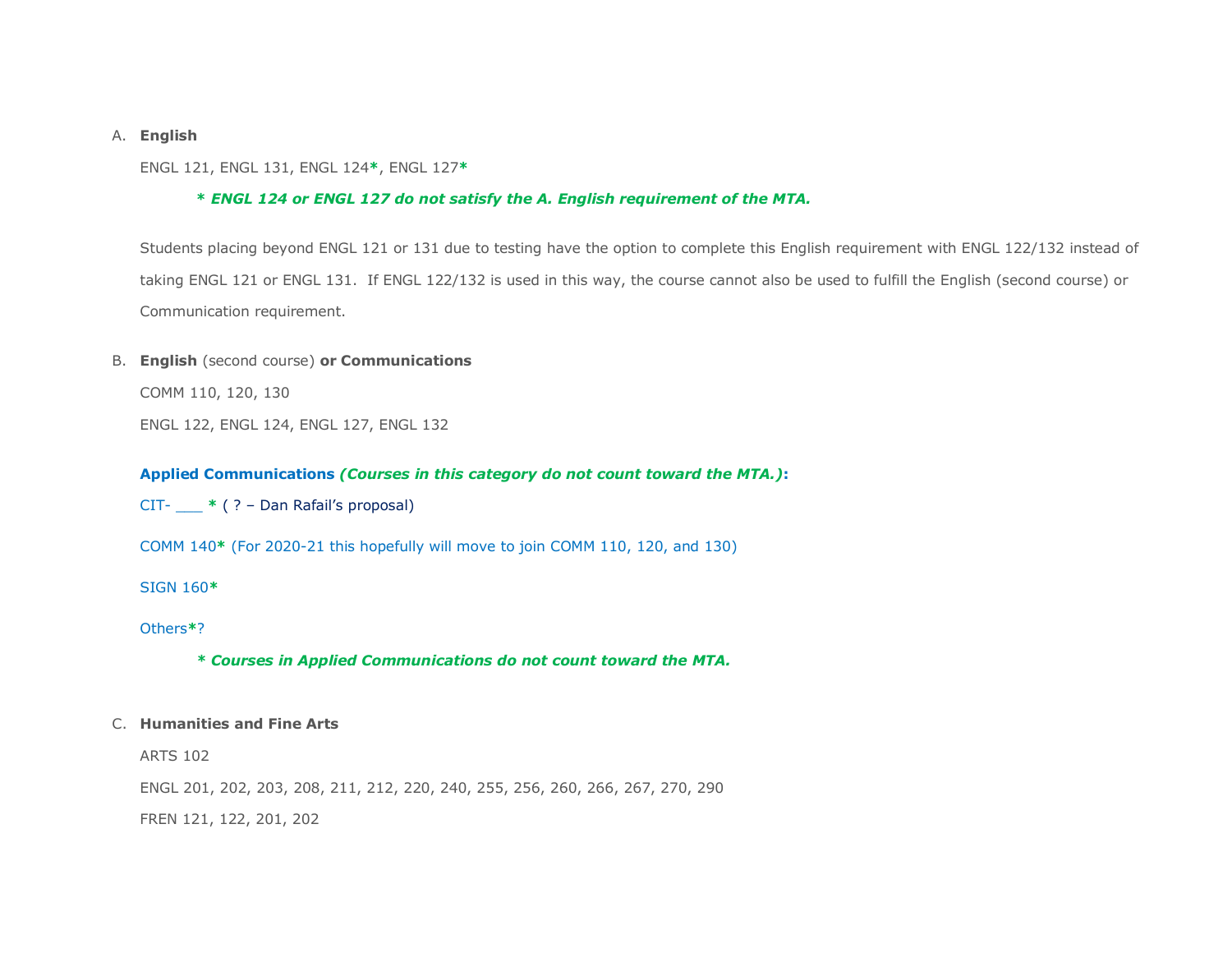A. **English**

ENGL 121, ENGL 131, ENGL 124**\***, ENGL 127**\***

> ***\* ENGL 124 or ENGL 127 do not satisfy the A. English requirement of the MTA.***

Students placing beyond ENGL 121 or 131 due to testing have the option to complete this English requirement with ENGL 122/132 instead of taking ENGL 121 or ENGL 131. If ENGL 122/132 is used in this way, the course cannot also be used to fulfill the English (second course) or Communication requirement.

B. **English** (second course) **or Communications**

COMM 110, 120, 130

ENGL 122, ENGL 124, ENGL 127, ENGL 132

**Applied Communications** ***(Courses in this category do not count toward the MTA.)*****:**

CIT- ___ **\*** ( ? – Dan Rafail's proposal)

COMM 140**\*** (For 2020-21 this hopefully will move to join COMM 110, 120, and 130)

SIGN 160**\***

Others**\***?

> ***\* Courses in Applied Communications do not count toward the MTA.***

C. **Humanities and Fine Arts**

ARTS 102

ENGL 201, 202, 203, 208, 211, 212, 220, 240, 255, 256, 260, 266, 267, 270, 290

FREN 121, 122, 201, 202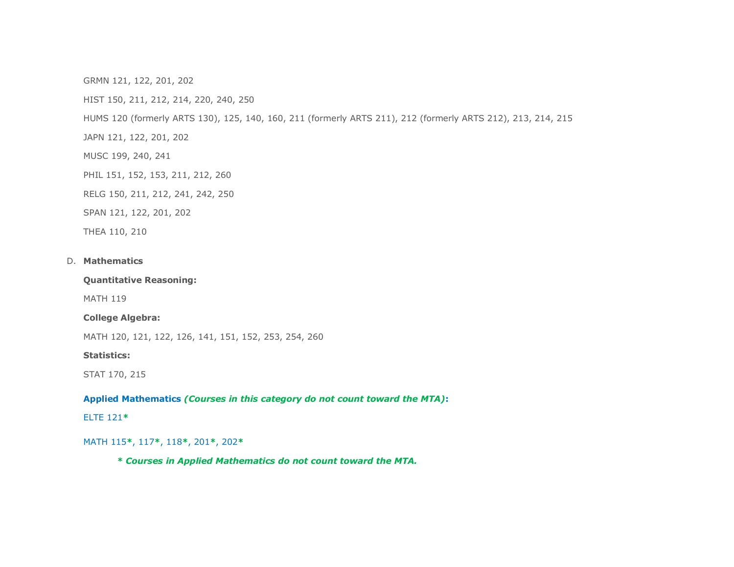GRMN 121, 122, 201, 202

HIST 150, 211, 212, 214, 220, 240, 250

HUMS 120 (formerly ARTS 130), 125, 140, 160, 211 (formerly ARTS 211), 212 (formerly ARTS 212), 213, 214, 215

JAPN 121, 122, 201, 202

MUSC 199, 240, 241

PHIL 151, 152, 153, 211, 212, 260

RELG 150, 211, 212, 241, 242, 250

SPAN 121, 122, 201, 202

THEA 110, 210

D. **Mathematics**

**Quantitative Reasoning:**

MATH 119

**College Algebra:**

MATH 120, 121, 122, 126, 141, 151, 152, 253, 254, 260

**Statistics:**

STAT 170, 215

**Applied Mathematics** ***(Courses in this category do not count toward the MTA)*****:**

ELTE 121**\***

MATH 115**\***, 117**\***, 118**\***, 201**\***, 202**\***

***\* Courses in Applied Mathematics do not count toward the MTA.***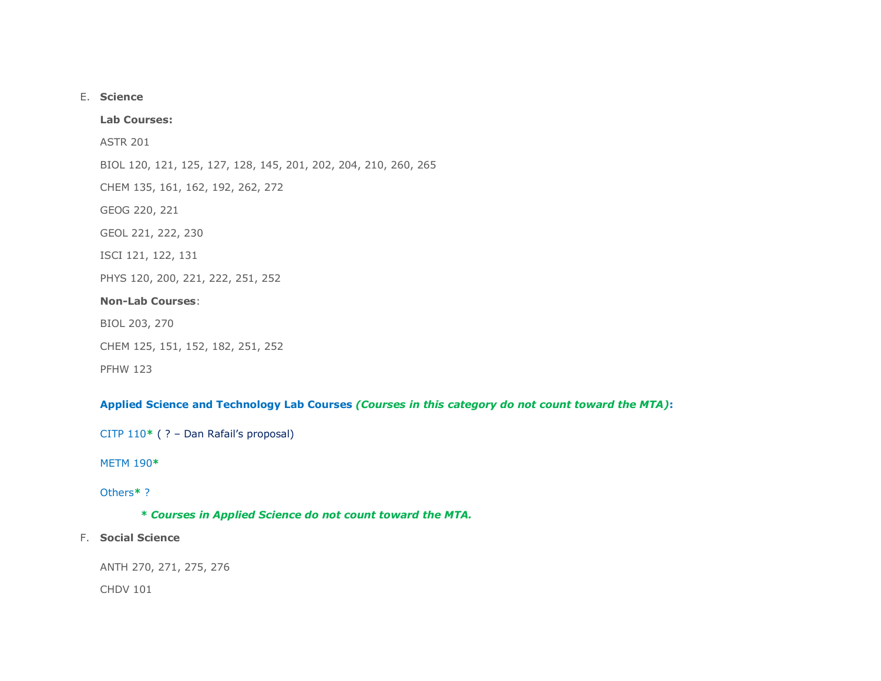E. **Science**

**Lab Courses:**

ASTR 201

BIOL 120, 121, 125, 127, 128, 145, 201, 202, 204, 210, 260, 265

CHEM 135, 161, 162, 192, 262, 272

GEOG 220, 221

GEOL 221, 222, 230

ISCI 121, 122, 131

PHYS 120, 200, 221, 222, 251, 252

**Non-Lab Courses**:

BIOL 203, 270

CHEM 125, 151, 152, 182, 251, 252

PFHW 123

**Applied Science and Technology Lab Courses** ***(Courses in this category do not count toward the MTA)*****:**

CITP 110**\*** ( ? – Dan Rafail's proposal)

METM 190**\***

Others**\*** ?

***\* Courses in Applied Science do not count toward the MTA.***

F. **Social Science**

ANTH 270, 271, 275, 276

CHDV 101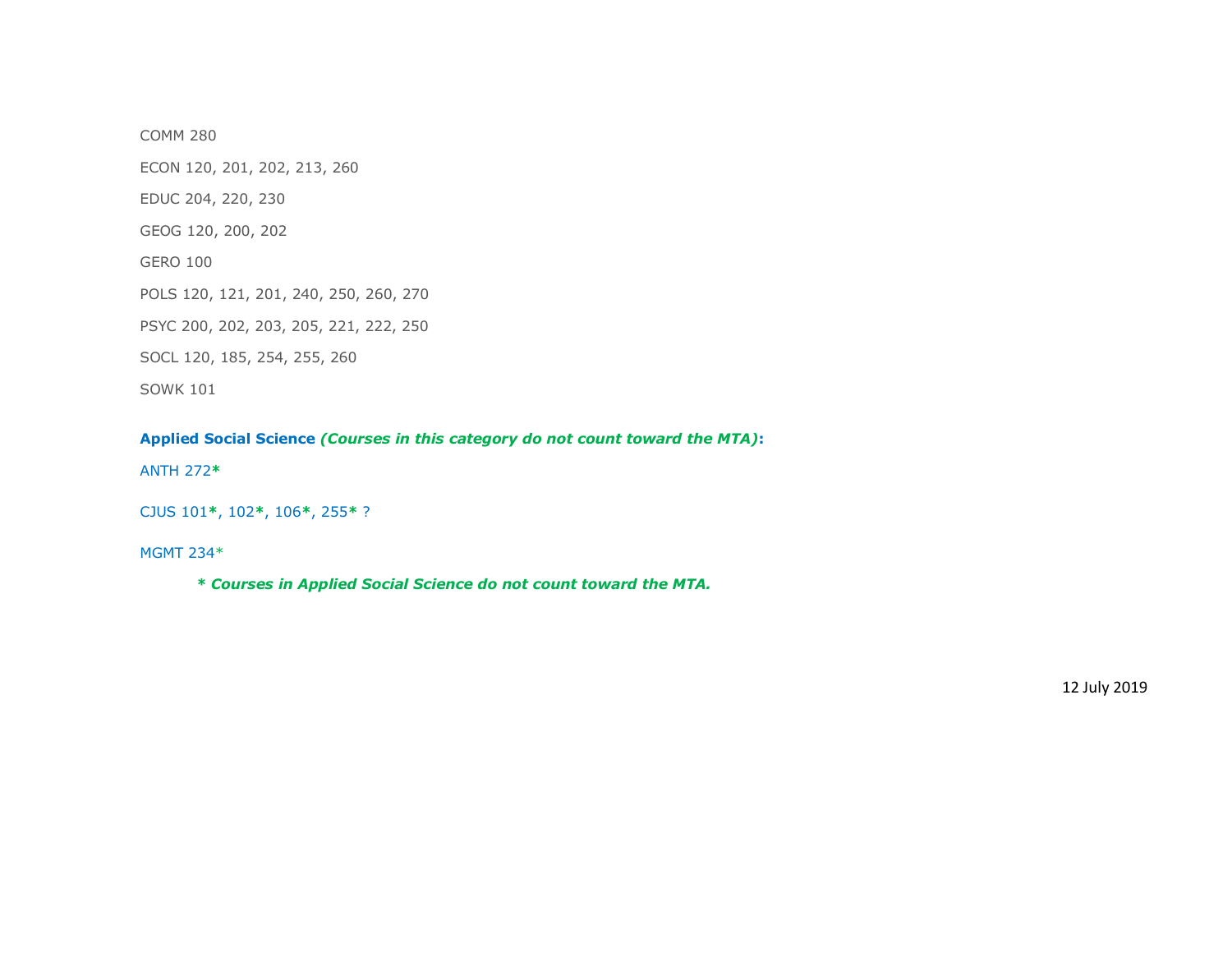COMM 280

ECON 120, 201, 202, 213, 260

EDUC 204, 220, 230

GEOG 120, 200, 202

GERO 100

POLS 120, 121, 201, 240, 250, 260, 270

PSYC 200, 202, 203, 205, 221, 222, 250

SOCL 120, 185, 254, 255, 260

SOWK 101

**Applied Social Science** ***(Courses in this category do not count toward the MTA)*:**

ANTH 272*

CJUS 101*, 102*, 106*, 255* ?

MGMT 234*

***\* Courses in Applied Social Science do not count toward the MTA.***

12 July 2019